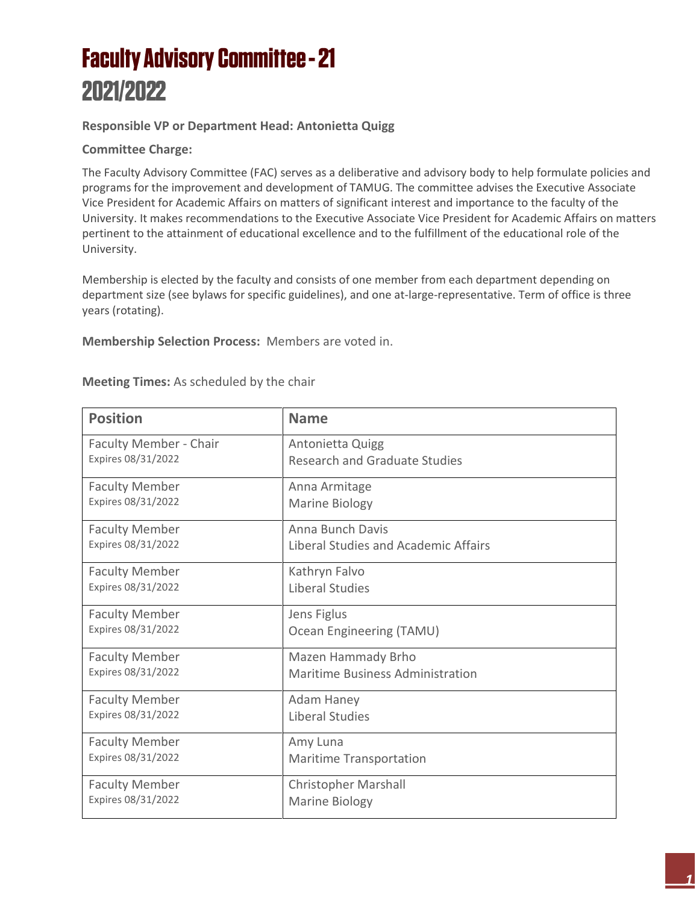# Faculty Advisory Committee - 21
# 2021/2022

**Responsible VP or Department Head: Antonietta Quigg**

**Committee Charge:**

The Faculty Advisory Committee (FAC) serves as a deliberative and advisory body to help formulate policies and programs for the improvement and development of TAMUG. The committee advises the Executive Associate Vice President for Academic Affairs on matters of significant interest and importance to the faculty of the University. It makes recommendations to the Executive Associate Vice President for Academic Affairs on matters pertinent to the attainment of educational excellence and to the fulfillment of the educational role of the University.

Membership is elected by the faculty and consists of one member from each department depending on department size (see bylaws for specific guidelines), and one at-large-representative. Term of office is three years (rotating).

**Membership Selection Process:** Members are voted in.

**Meeting Times:** As scheduled by the chair

| Position | Name |
|---|---|
| Faculty Member - Chair<br>Expires 08/31/2022 | Antonietta Quigg<br>Research and Graduate Studies |
| Faculty Member<br>Expires 08/31/2022 | Anna Armitage<br>Marine Biology |
| Faculty Member<br>Expires 08/31/2022 | Anna Bunch Davis<br>Liberal Studies and Academic Affairs |
| Faculty Member<br>Expires 08/31/2022 | Kathryn Falvo<br>Liberal Studies |
| Faculty Member<br>Expires 08/31/2022 | Jens Figlus<br>Ocean Engineering (TAMU) |
| Faculty Member<br>Expires 08/31/2022 | Mazen Hammady Brho<br>Maritime Business Administration |
| Faculty Member<br>Expires 08/31/2022 | Adam Haney<br>Liberal Studies |
| Faculty Member<br>Expires 08/31/2022 | Amy Luna<br>Maritime Transportation |
| Faculty Member<br>Expires 08/31/2022 | Christopher Marshall<br>Marine Biology |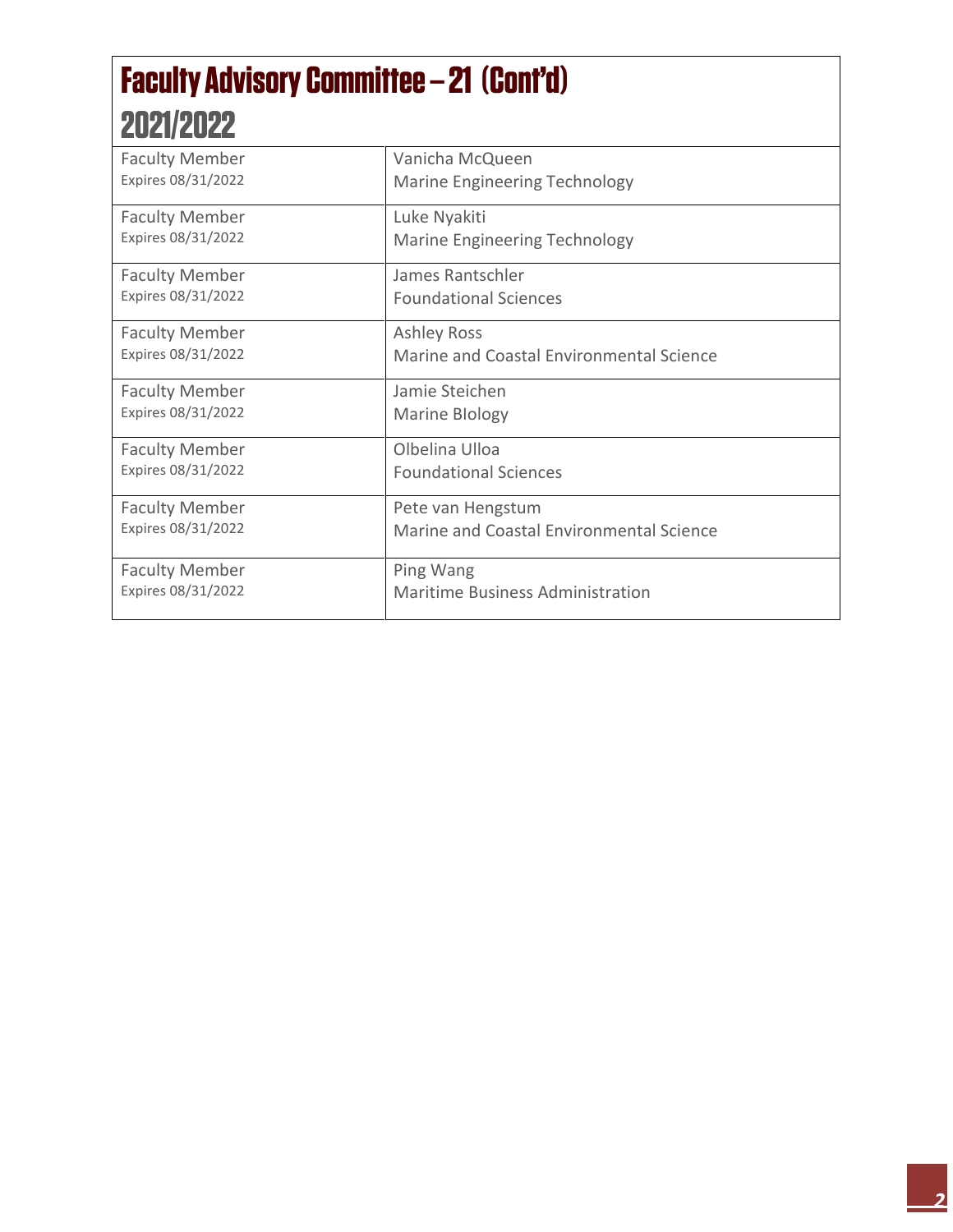# Faculty Advisory Committee – 21 (Cont'd)

## 2021/2022

| | |
|---|---|
| Faculty Member<br>Expires 08/31/2022 | Vanicha McQueen<br>Marine Engineering Technology |
| Faculty Member<br>Expires 08/31/2022 | Luke Nyakiti<br>Marine Engineering Technology |
| Faculty Member<br>Expires 08/31/2022 | James Rantschler<br>Foundational Sciences |
| Faculty Member<br>Expires 08/31/2022 | Ashley Ross<br>Marine and Coastal Environmental Science |
| Faculty Member<br>Expires 08/31/2022 | Jamie Steichen<br>Marine BIology |
| Faculty Member<br>Expires 08/31/2022 | Olbelina Ulloa<br>Foundational Sciences |
| Faculty Member<br>Expires 08/31/2022 | Pete van Hengstum<br>Marine and Coastal Environmental Science |
| Faculty Member<br>Expires 08/31/2022 | Ping Wang<br>Maritime Business Administration |